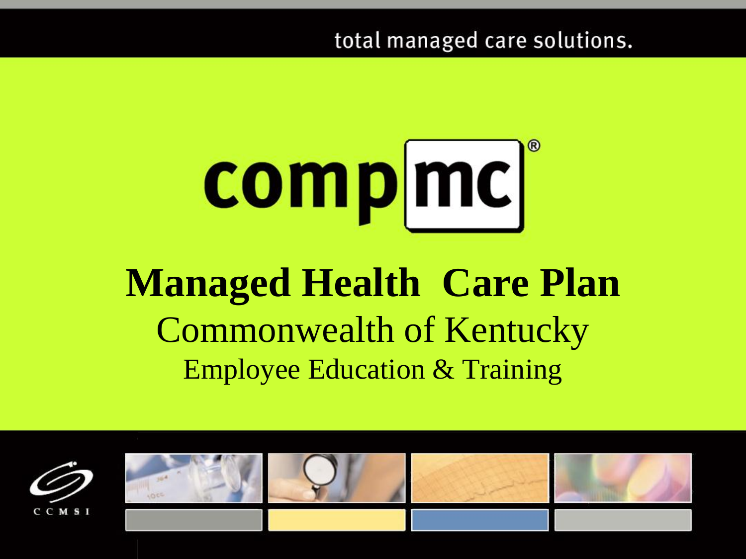total managed care solutions.

compmc®

# Managed Health Care Plan

## Commonwealth of Kentucky

### Employee Education & Training

CCMSI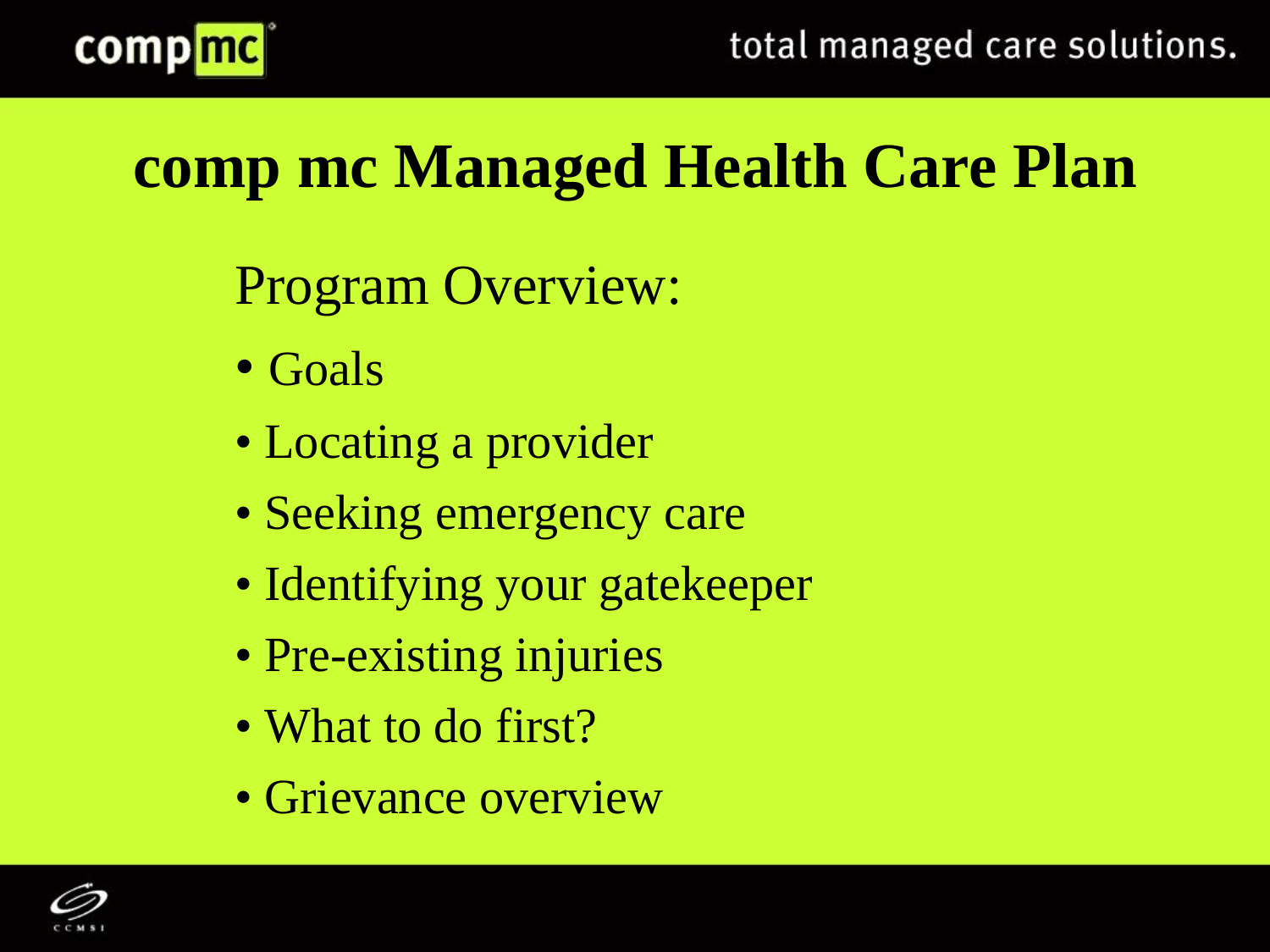# comp mc Managed Health Care Plan

Program Overview:

- Goals
- Locating a provider
- Seeking emergency care
- Identifying your gatekeeper
- Pre-existing injuries
- What to do first?
- Grievance overview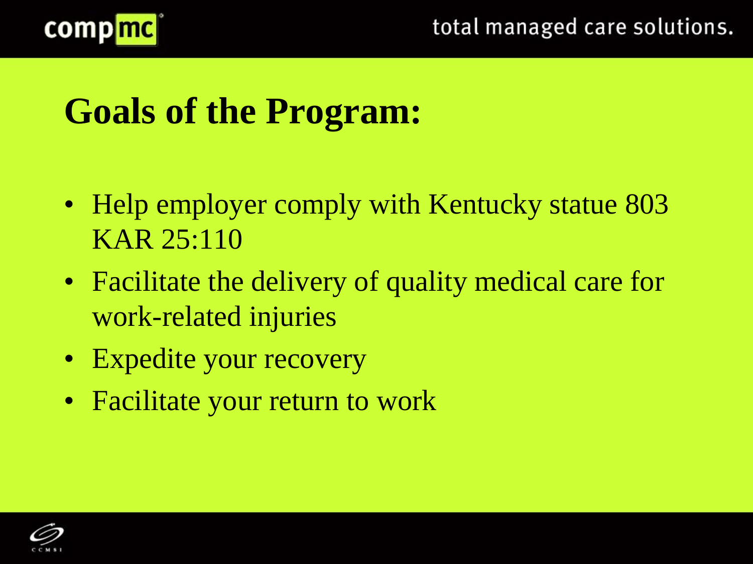# Goals of the Program:

- Help employer comply with Kentucky statue 803 KAR 25:110
- Facilitate the delivery of quality medical care for work-related injuries
- Expedite your recovery
- Facilitate your return to work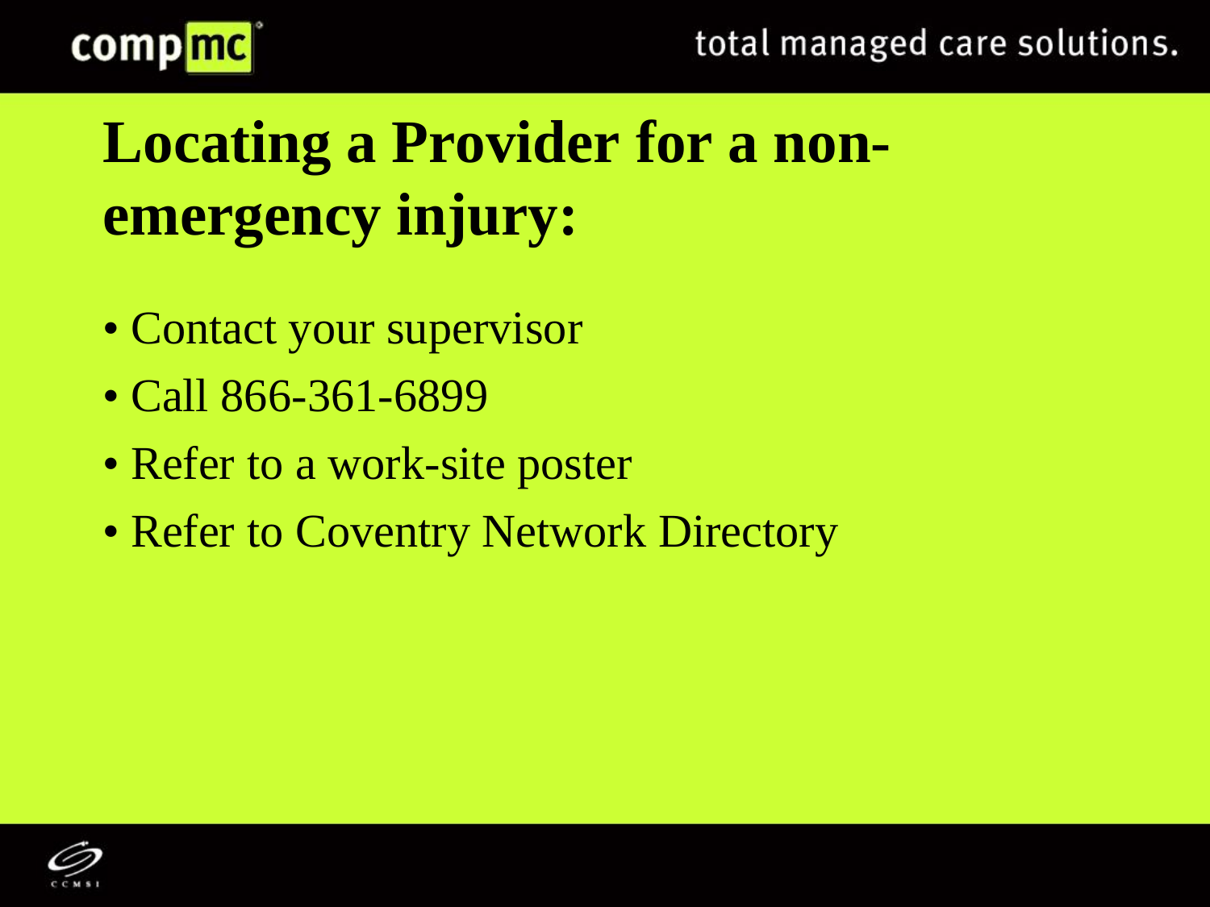# Locating a Provider for a non-emergency injury:

- Contact your supervisor
- Call 866-361-6899
- Refer to a work-site poster
- Refer to Coventry Network Directory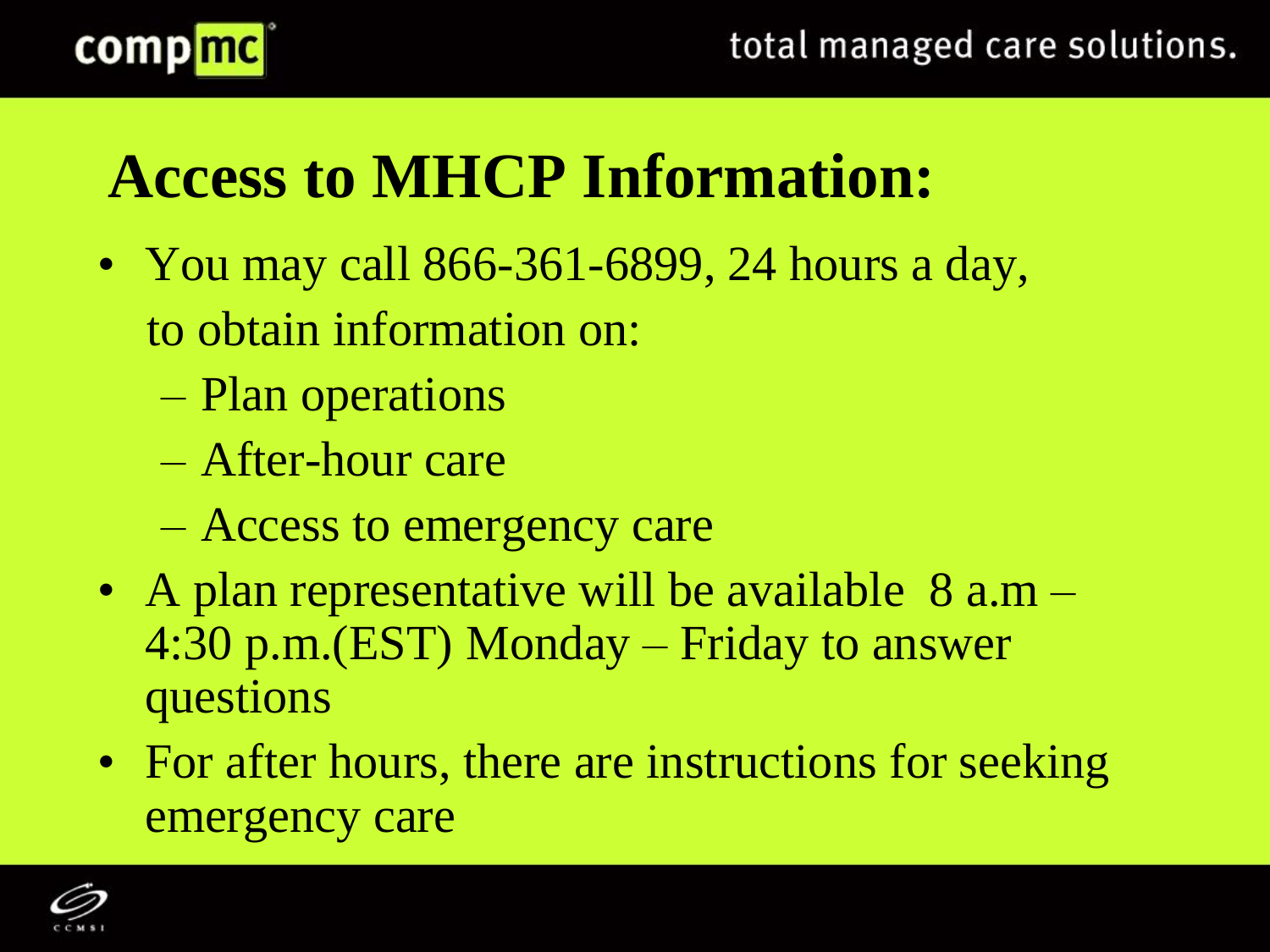# Access to MHCP Information:

- You may call 866-361-6899, 24 hours a day, to obtain information on:
  - Plan operations
  - After-hour care
  - Access to emergency care
- A plan representative will be available 8 a.m – 4:30 p.m.(EST) Monday – Friday to answer questions
- For after hours, there are instructions for seeking emergency care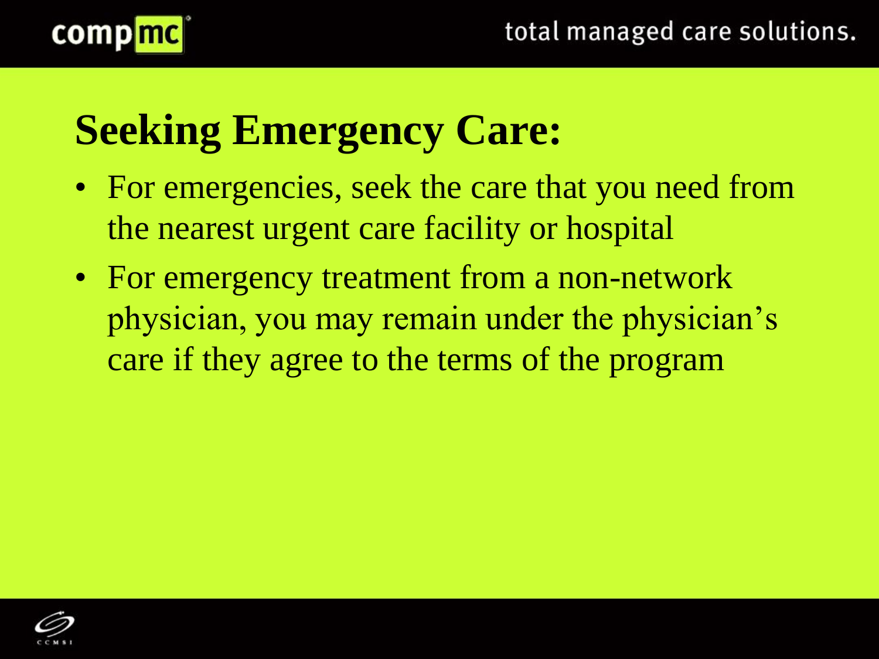## Seeking Emergency Care:

- For emergencies, seek the care that you need from the nearest urgent care facility or hospital
- For emergency treatment from a non-network physician, you may remain under the physician's care if they agree to the terms of the program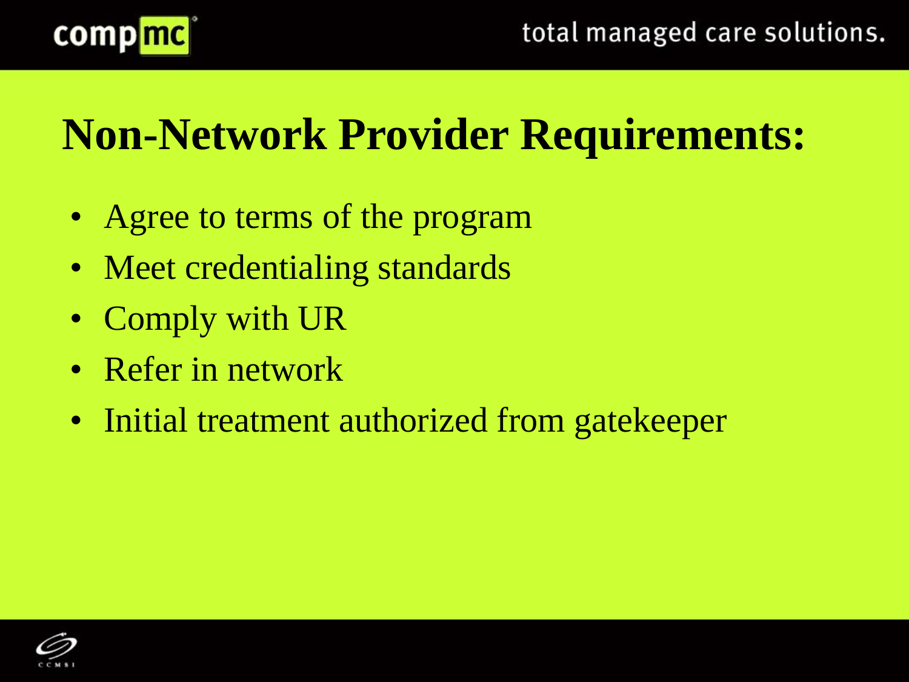# Non-Network Provider Requirements:

- Agree to terms of the program
- Meet credentialing standards
- Comply with UR
- Refer in network
- Initial treatment authorized from gatekeeper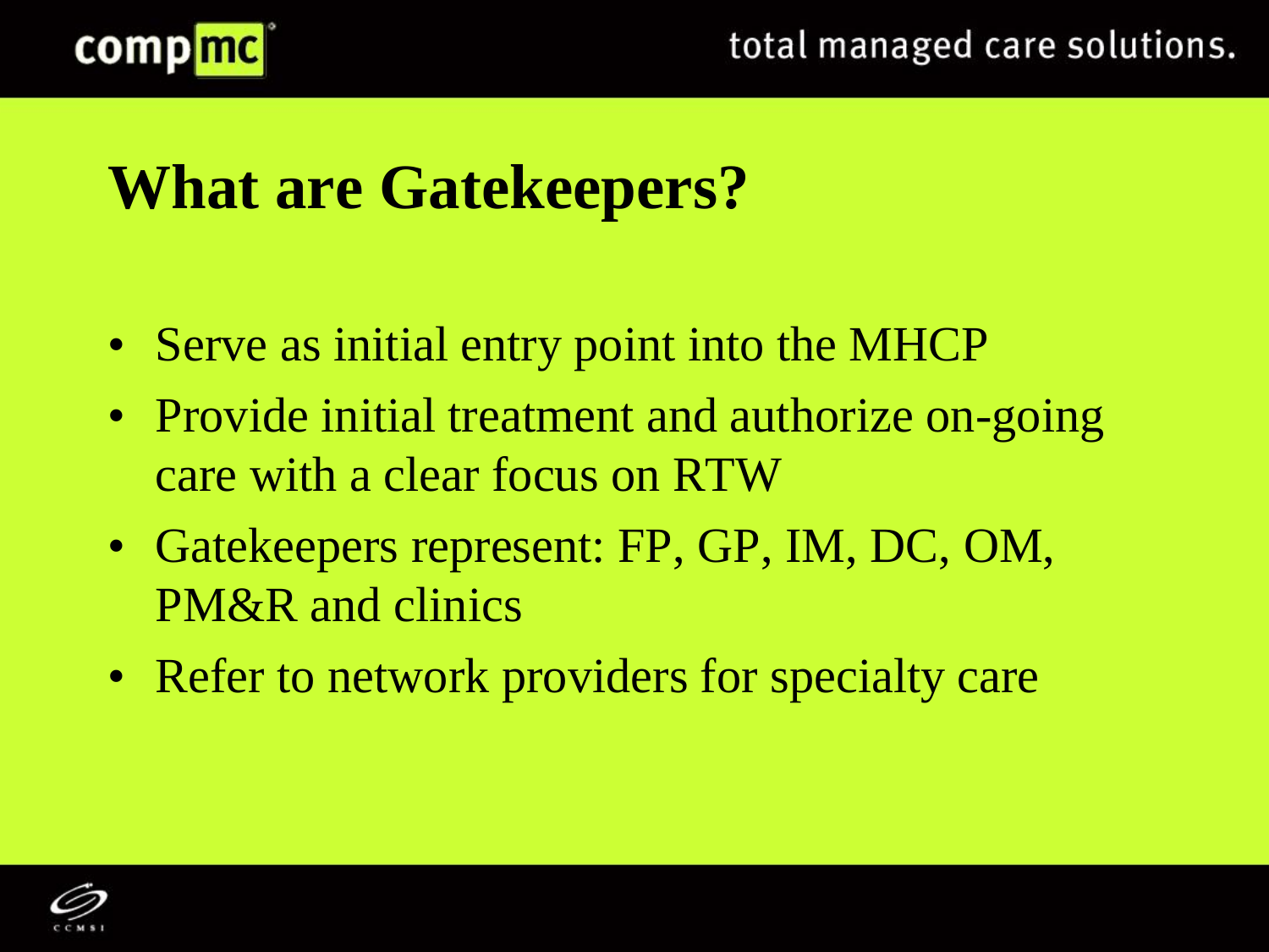# What are Gatekeepers?

- Serve as initial entry point into the MHCP
- Provide initial treatment and authorize on-going care with a clear focus on RTW
- Gatekeepers represent: FP, GP, IM, DC, OM, PM&R and clinics
- Refer to network providers for specialty care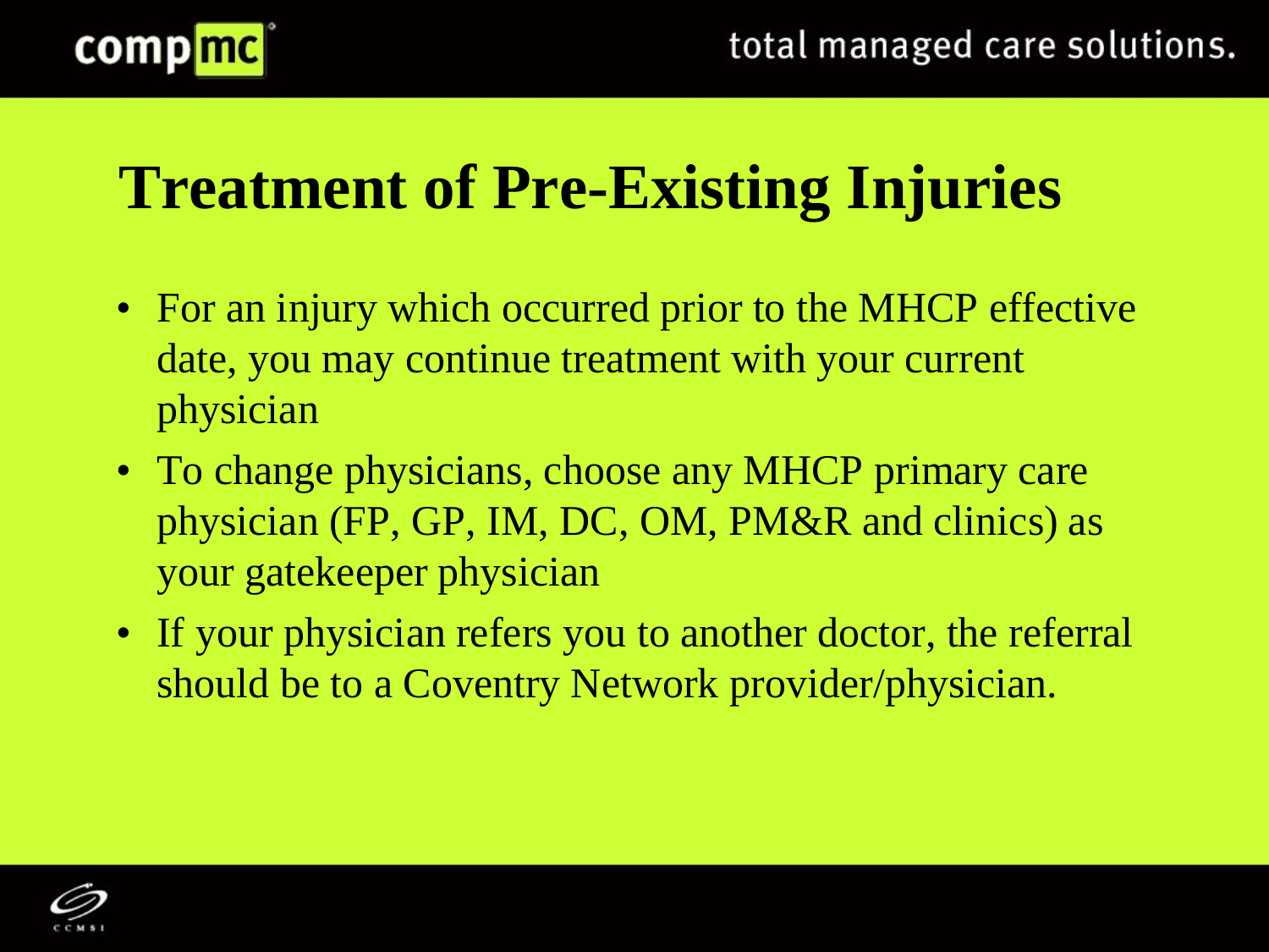# Treatment of Pre-Existing Injuries

- For an injury which occurred prior to the MHCP effective date, you may continue treatment with your current physician
- To change physicians, choose any MHCP primary care physician (FP, GP, IM, DC, OM, PM&R and clinics) as your gatekeeper physician
- If your physician refers you to another doctor, the referral should be to a Coventry Network provider/physician.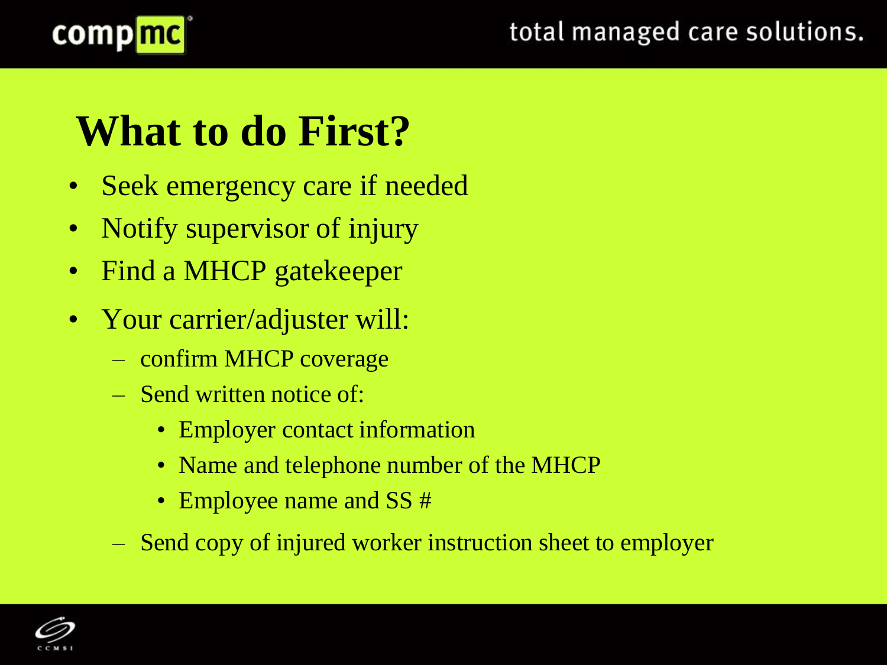# What to do First?

- Seek emergency care if needed
- Notify supervisor of injury
- Find a MHCP gatekeeper
- Your carrier/adjuster will:
  - confirm MHCP coverage
  - Send written notice of:
    - Employer contact information
    - Name and telephone number of the MHCP
    - Employee name and SS #
  - Send copy of injured worker instruction sheet to employer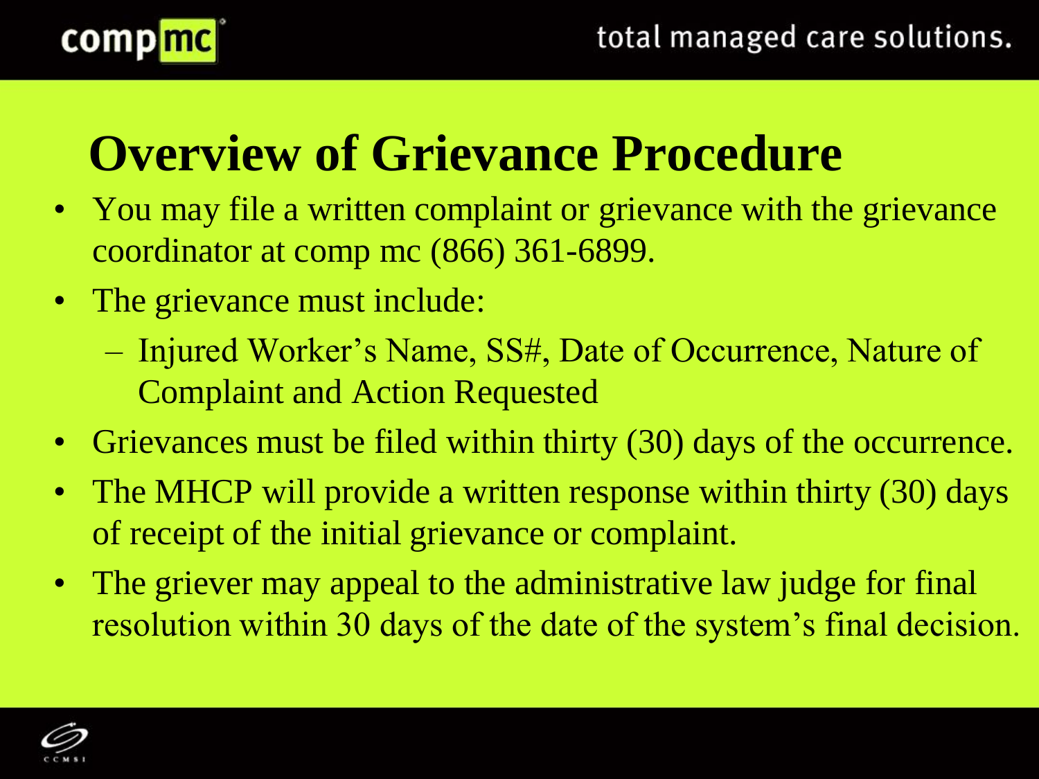# Overview of Grievance Procedure

- You may file a written complaint or grievance with the grievance coordinator at comp mc (866) 361-6899.
- The grievance must include:
  - Injured Worker's Name, SS#, Date of Occurrence, Nature of Complaint and Action Requested
- Grievances must be filed within thirty (30) days of the occurrence.
- The MHCP will provide a written response within thirty (30) days of receipt of the initial grievance or complaint.
- The griever may appeal to the administrative law judge for final resolution within 30 days of the date of the system's final decision.